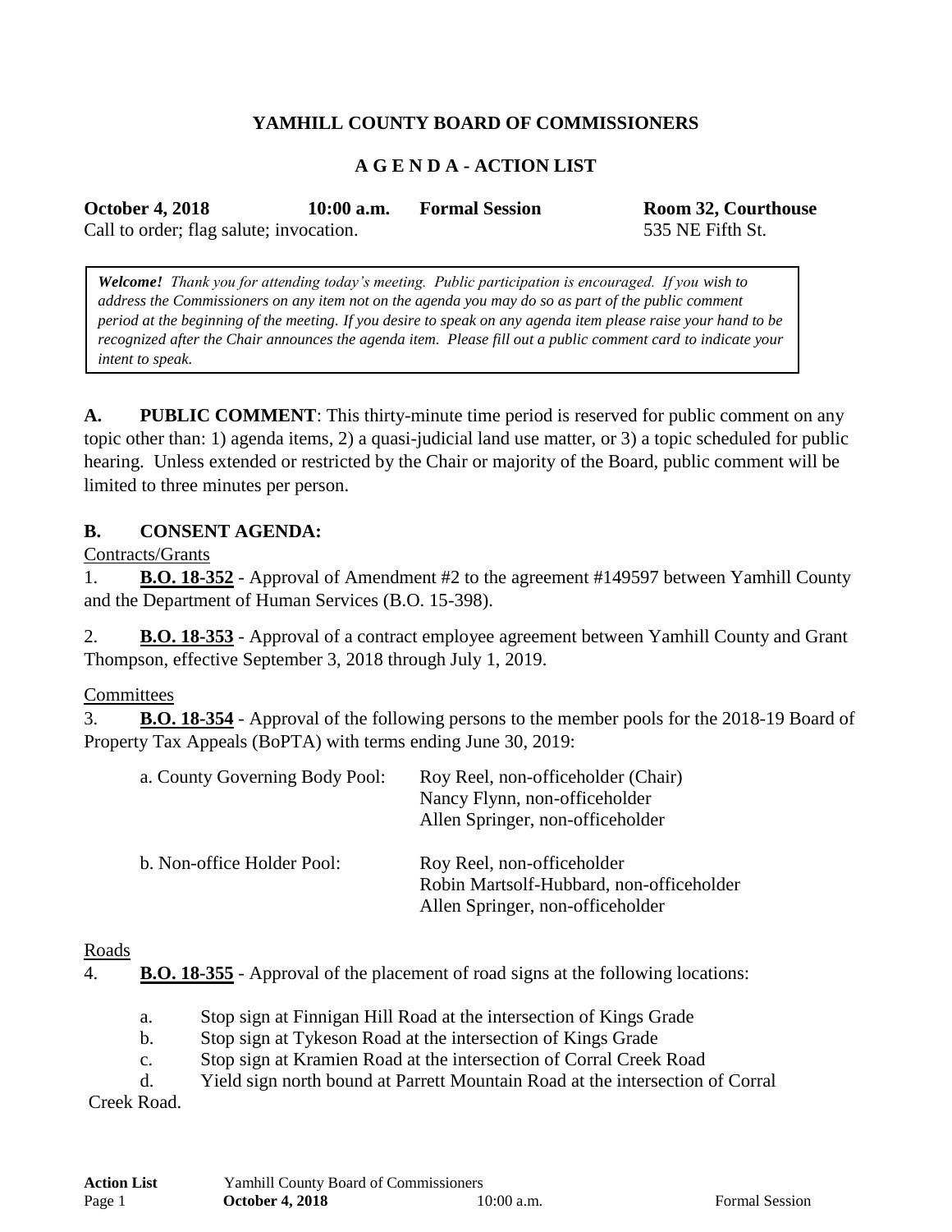# YAMHILL COUNTY BOARD OF COMMISSIONERS

## A G E N D A - ACTION LIST

**October 4, 2018** **10:00 a.m.** **Formal Session** **Room 32, Courthouse**
Call to order; flag salute; invocation. 535 NE Fifth St.

> ***Welcome!*** *Thank you for attending today's meeting. Public participation is encouraged. If you wish to address the Commissioners on any item not on the agenda you may do so as part of the public comment period at the beginning of the meeting. If you desire to speak on any agenda item please raise your hand to be recognized after the Chair announces the agenda item. Please fill out a public comment card to indicate your intent to speak.*

**A. PUBLIC COMMENT**: This thirty-minute time period is reserved for public comment on any topic other than: 1) agenda items, 2) a quasi-judicial land use matter, or 3) a topic scheduled for public hearing. Unless extended or restricted by the Chair or majority of the Board, public comment will be limited to three minutes per person.

**B. CONSENT AGENDA:**

Contracts/Grants

1. **B.O. 18-352** - Approval of Amendment #2 to the agreement #149597 between Yamhill County and the Department of Human Services (B.O. 15-398).

2. **B.O. 18-353** - Approval of a contract employee agreement between Yamhill County and Grant Thompson, effective September 3, 2018 through July 1, 2019.

Committees

3. **B.O. 18-354** - Approval of the following persons to the member pools for the 2018-19 Board of Property Tax Appeals (BoPTA) with terms ending June 30, 2019:

   a. County Governing Body Pool:
      - Roy Reel, non-officeholder (Chair)
      - Nancy Flynn, non-officeholder
      - Allen Springer, non-officeholder

   b. Non-office Holder Pool:
      - Roy Reel, non-officeholder
      - Robin Martsolf-Hubbard, non-officeholder
      - Allen Springer, non-officeholder

Roads

4. **B.O. 18-355** - Approval of the placement of road signs at the following locations:

   a. Stop sign at Finnigan Hill Road at the intersection of Kings Grade
   b. Stop sign at Tykeson Road at the intersection of Kings Grade
   c. Stop sign at Kramien Road at the intersection of Corral Creek Road
   d. Yield sign north bound at Parrett Mountain Road at the intersection of Corral Creek Road.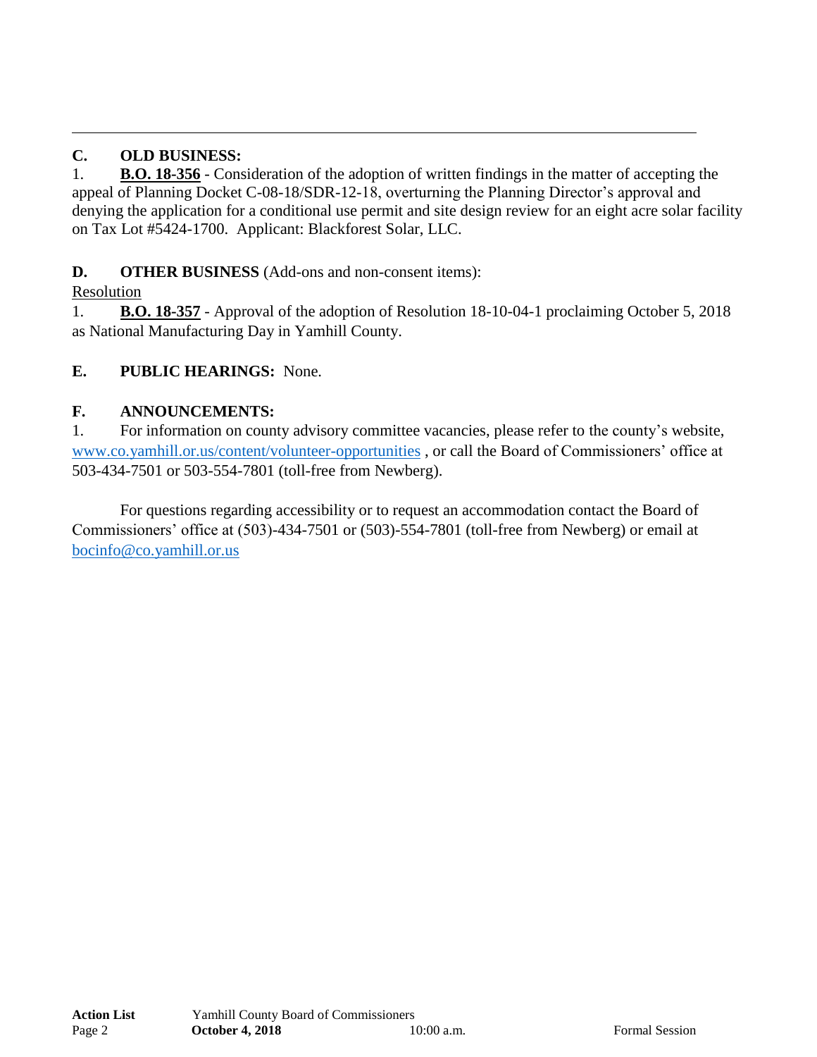---

**C. OLD BUSINESS:**

1. **B.O. 18-356** - Consideration of the adoption of written findings in the matter of accepting the appeal of Planning Docket C-08-18/SDR-12-18, overturning the Planning Director's approval and denying the application for a conditional use permit and site design review for an eight acre solar facility on Tax Lot #5424-1700. Applicant: Blackforest Solar, LLC.

**D. OTHER BUSINESS** (Add-ons and non-consent items):

Resolution

1. **B.O. 18-357** - Approval of the adoption of Resolution 18-10-04-1 proclaiming October 5, 2018 as National Manufacturing Day in Yamhill County.

**E. PUBLIC HEARINGS:** None.

**F. ANNOUNCEMENTS:**

1. For information on county advisory committee vacancies, please refer to the county's website, www.co.yamhill.or.us/content/volunteer-opportunities , or call the Board of Commissioners' office at 503-434-7501 or 503-554-7801 (toll-free from Newberg).

For questions regarding accessibility or to request an accommodation contact the Board of Commissioners' office at (503)-434-7501 or (503)-554-7801 (toll-free from Newberg) or email at bocinfo@co.yamhill.or.us